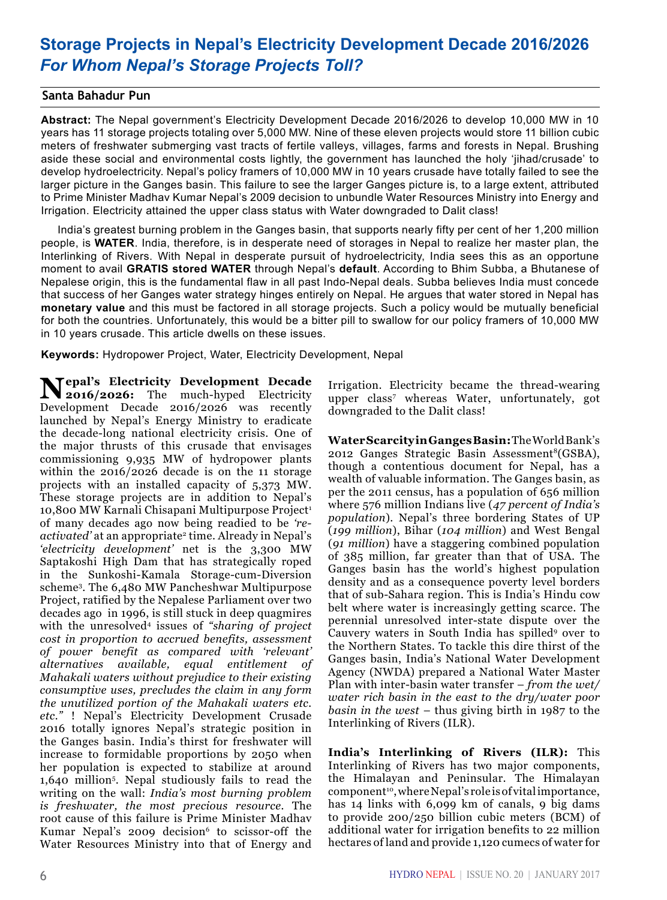# Storage Projects in Nepal's Electricity Development Decade 2016/2026

## *For Whom Nepal's Storage Projects Toll?*

**Santa Bahadur Pun**

**Abstract:** The Nepal government's Electricity Development Decade 2016/2026 to develop 10,000 MW in 10 years has 11 storage projects totaling over 5,000 MW. Nine of these eleven projects would store 11 billion cubic meters of freshwater submerging vast tracts of fertile valleys, villages, farms and forests in Nepal. Brushing aside these social and environmental costs lightly, the government has launched the holy 'jihad/crusade' to develop hydroelectricity. Nepal's policy framers of 10,000 MW in 10 years crusade have totally failed to see the larger picture in the Ganges basin. This failure to see the larger Ganges picture is, to a large extent, attributed to Prime Minister Madhav Kumar Nepal's 2009 decision to unbundle Water Resources Ministry into Energy and Irrigation. Electricity attained the upper class status with Water downgraded to Dalit class!

India's greatest burning problem in the Ganges basin, that supports nearly fifty per cent of her 1,200 million people, is **WATER**. India, therefore, is in desperate need of storages in Nepal to realize her master plan, the Interlinking of Rivers. With Nepal in desperate pursuit of hydroelectricity, India sees this as an opportune moment to avail **GRATIS stored WATER** through Nepal's **default**. According to Bhim Subba, a Bhutanese of Nepalese origin, this is the fundamental flaw in all past Indo-Nepal deals. Subba believes India must concede that success of her Ganges water strategy hinges entirely on Nepal. He argues that water stored in Nepal has **monetary value** and this must be factored in all storage projects. Such a policy would be mutually beneficial for both the countries. Unfortunately, this would be a bitter pill to swallow for our policy framers of 10,000 MW in 10 years crusade. This article dwells on these issues.

**Keywords:** Hydropower Project, Water, Electricity Development, Nepal

**Nepal's Electricity Development Decade 2016/2026:** The much-hyped Electricity Development Decade 2016/2026 was recently launched by Nepal's Energy Ministry to eradicate the decade-long national electricity crisis. One of the major thrusts of this crusade that envisages commissioning 9,935 MW of hydropower plants within the 2016/2026 decade is on the 11 storage projects with an installed capacity of 5,373 MW. These storage projects are in addition to Nepal's 10,800 MW Karnali Chisapani Multipurpose Project[1] of many decades ago now being readied to be *'re-activated'* at an appropriate[2] time. Already in Nepal's *'electricity development'* net is the 3,300 MW Saptakoshi High Dam that has strategically roped in the Sunkoshi-Kamala Storage-cum-Diversion scheme[3]. The 6,480 MW Pancheshwar Multipurpose Project, ratified by the Nepalese Parliament over two decades ago in 1996, is still stuck in deep quagmires with the unresolved[4] issues of *"sharing of project cost in proportion to accrued benefits, assessment of power benefit as compared with 'relevant' alternatives available, equal entitlement of Mahakali waters without prejudice to their existing consumptive uses, precludes the claim in any form the unutilized portion of the Mahakali waters etc. etc."* ! Nepal's Electricity Development Crusade 2016 totally ignores Nepal's strategic position in the Ganges basin. India's thirst for freshwater will increase to formidable proportions by 2050 when her population is expected to stabilize at around 1,640 million[5]. Nepal studiously fails to read the writing on the wall: *India's most burning problem is freshwater, the most precious resource.* The root cause of this failure is Prime Minister Madhav Kumar Nepal's 2009 decision[6] to scissor-off the Water Resources Ministry into that of Energy and Irrigation. Electricity became the thread-wearing upper class[7] whereas Water, unfortunately, got downgraded to the Dalit class!

**Water Scarcity in Ganges Basin:** The World Bank's 2012 Ganges Strategic Basin Assessment[8](GSBA), though a contentious document for Nepal, has a wealth of valuable information. The Ganges basin, as per the 2011 census, has a population of 656 million where 576 million Indians live (*47 percent of India's population*). Nepal's three bordering States of UP (*199 million*), Bihar (*104 million*) and West Bengal (*91 million*) have a staggering combined population of 385 million, far greater than that of USA. The Ganges basin has the world's highest population density and as a consequence poverty level borders that of sub-Sahara region. This is India's Hindu cow belt where water is increasingly getting scarce. The perennial unresolved inter-state dispute over the Cauvery waters in South India has spilled[9] over to the Northern States. To tackle this dire thirst of the Ganges basin, India's National Water Development Agency (NWDA) prepared a National Water Master Plan with inter-basin water transfer – *from the wet/water rich basin in the east to the dry/water poor basin in the west* – thus giving birth in 1987 to the Interlinking of Rivers (ILR).

**India's Interlinking of Rivers (ILR):** This Interlinking of Rivers has two major components, the Himalayan and Peninsular. The Himalayan component[10], where Nepal's role is of vital importance, has 14 links with 6,099 km of canals, 9 big dams to provide 200/250 billion cubic meters (BCM) of additional water for irrigation benefits to 22 million hectares of land and provide 1,120 cumecs of water for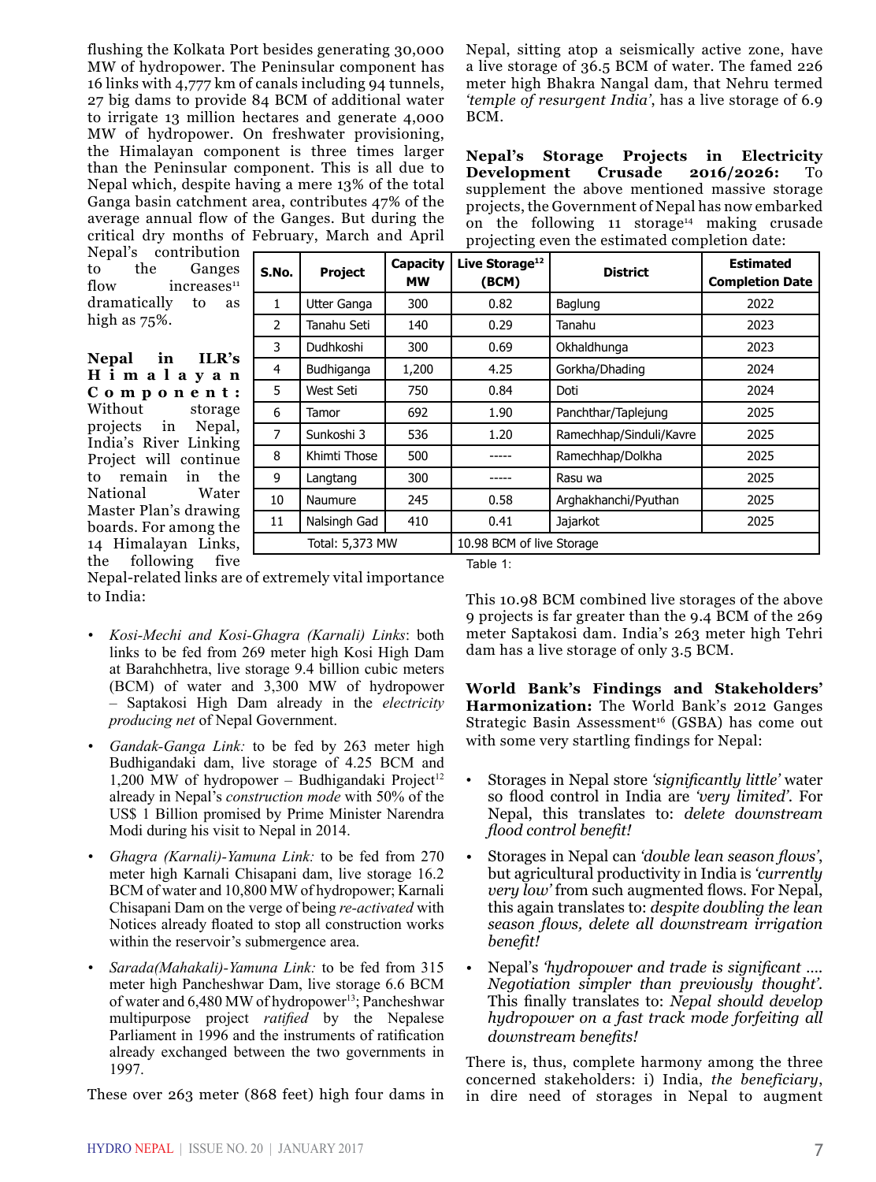flushing the Kolkata Port besides generating 30,000 MW of hydropower. The Peninsular component has 16 links with 4,777 km of canals including 94 tunnels, 27 big dams to provide 84 BCM of additional water to irrigate 13 million hectares and generate 4,000 MW of hydropower. On freshwater provisioning, the Himalayan component is three times larger than the Peninsular component. This is all due to Nepal which, despite having a mere 13% of the total Ganga basin catchment area, contributes 47% of the average annual flow of the Ganges. But during the critical dry months of February, March and April Nepal's contribution to the Ganges flow increases[11] dramatically to as high as 75%.

**Nepal in ILR's Himalayan Component:** Without storage projects in Nepal, India's River Linking Project will continue to remain in the National Water Master Plan's drawing boards. For among the 14 Himalayan Links, the following five Nepal-related links are of extremely vital importance to India:

- *Kosi-Mechi and Kosi-Ghagra (Karnali) Links*: both links to be fed from 269 meter high Kosi High Dam at Barahchhetra, live storage 9.4 billion cubic meters (BCM) of water and 3,300 MW of hydropower – Saptakosi High Dam already in the *electricity producing net* of Nepal Government.
- *Gandak-Ganga Link:* to be fed by 263 meter high Budhigandaki dam, live storage of 4.25 BCM and 1,200 MW of hydropower – Budhigandaki Project[12] already in Nepal's *construction mode* with 50% of the US$ 1 Billion promised by Prime Minister Narendra Modi during his visit to Nepal in 2014.
- *Ghagra (Karnali)-Yamuna Link:* to be fed from 270 meter high Karnali Chisapani dam, live storage 16.2 BCM of water and 10,800 MW of hydropower; Karnali Chisapani Dam on the verge of being *re-activated* with Notices already floated to stop all construction works within the reservoir's submergence area.
- *Sarada(Mahakali)-Yamuna Link:* to be fed from 315 meter high Pancheshwar Dam, live storage 6.6 BCM of water and 6,480 MW of hydropower[13]; Pancheshwar multipurpose project *ratified* by the Nepalese Parliament in 1996 and the instruments of ratification already exchanged between the two governments in 1997.

These over 263 meter (868 feet) high four dams in Nepal, sitting atop a seismically active zone, have a live storage of 36.5 BCM of water. The famed 226 meter high Bhakra Nangal dam, that Nehru termed *'temple of resurgent India'*, has a live storage of 6.9 BCM.

**Nepal's Storage Projects in Electricity Development Crusade 2016/2026:** To supplement the above mentioned massive storage projects, the Government of Nepal has now embarked on the following 11 storage[14] making crusade projecting even the estimated completion date:

| S.No. | Project | Capacity MW | Live Storage[12] (BCM) | District | Estimated Completion Date |
|---|---|---|---|---|---|
| 1 | Utter Ganga | 300 | 0.82 | Baglung | 2022 |
| 2 | Tanahu Seti | 140 | 0.29 | Tanahu | 2023 |
| 3 | Dudhkoshi | 300 | 0.69 | Okhaldhunga | 2023 |
| 4 | Budhiganga | 1,200 | 4.25 | Gorkha/Dhading | 2024 |
| 5 | West Seti | 750 | 0.84 | Doti | 2024 |
| 6 | Tamor | 692 | 1.90 | Panchthar/Taplejung | 2025 |
| 7 | Sunkoshi 3 | 536 | 1.20 | Ramechhap/Sinduli/Kavre | 2025 |
| 8 | Khimti Those | 500 | ----- | Ramechhap/Dolkha | 2025 |
| 9 | Langtang | 300 | ----- | Rasu wa | 2025 |
| 10 | Naumure | 245 | 0.58 | Arghakhanchi/Pyuthan | 2025 |
| 11 | Nalsingh Gad | 410 | 0.41 | Jajarkot | 2025 |
| Total: 5,373 MW | | | 10.98 BCM of live Storage | | |

Table 1:

This 10.98 BCM combined live storages of the above 9 projects is far greater than the 9.4 BCM of the 269 meter Saptakosi dam. India's 263 meter high Tehri dam has a live storage of only 3.5 BCM.

**World Bank's Findings and Stakeholders' Harmonization:** The World Bank's 2012 Ganges Strategic Basin Assessment[16] (GSBA) has come out with some very startling findings for Nepal:

- Storages in Nepal store *'significantly little'* water so flood control in India are *'very limited'*. For Nepal, this translates to: *delete downstream flood control benefit!*
- Storages in Nepal can *'double lean season flows'*, but agricultural productivity in India is *'currently very low'* from such augmented flows. For Nepal, this again translates to: *despite doubling the lean season flows, delete all downstream irrigation benefit!*
- Nepal's *'hydropower and trade is significant .... Negotiation simpler than previously thought'*. This finally translates to: *Nepal should develop hydropower on a fast track mode forfeiting all downstream benefits!*

There is, thus, complete harmony among the three concerned stakeholders: i) India, *the beneficiary*, in dire need of storages in Nepal to augment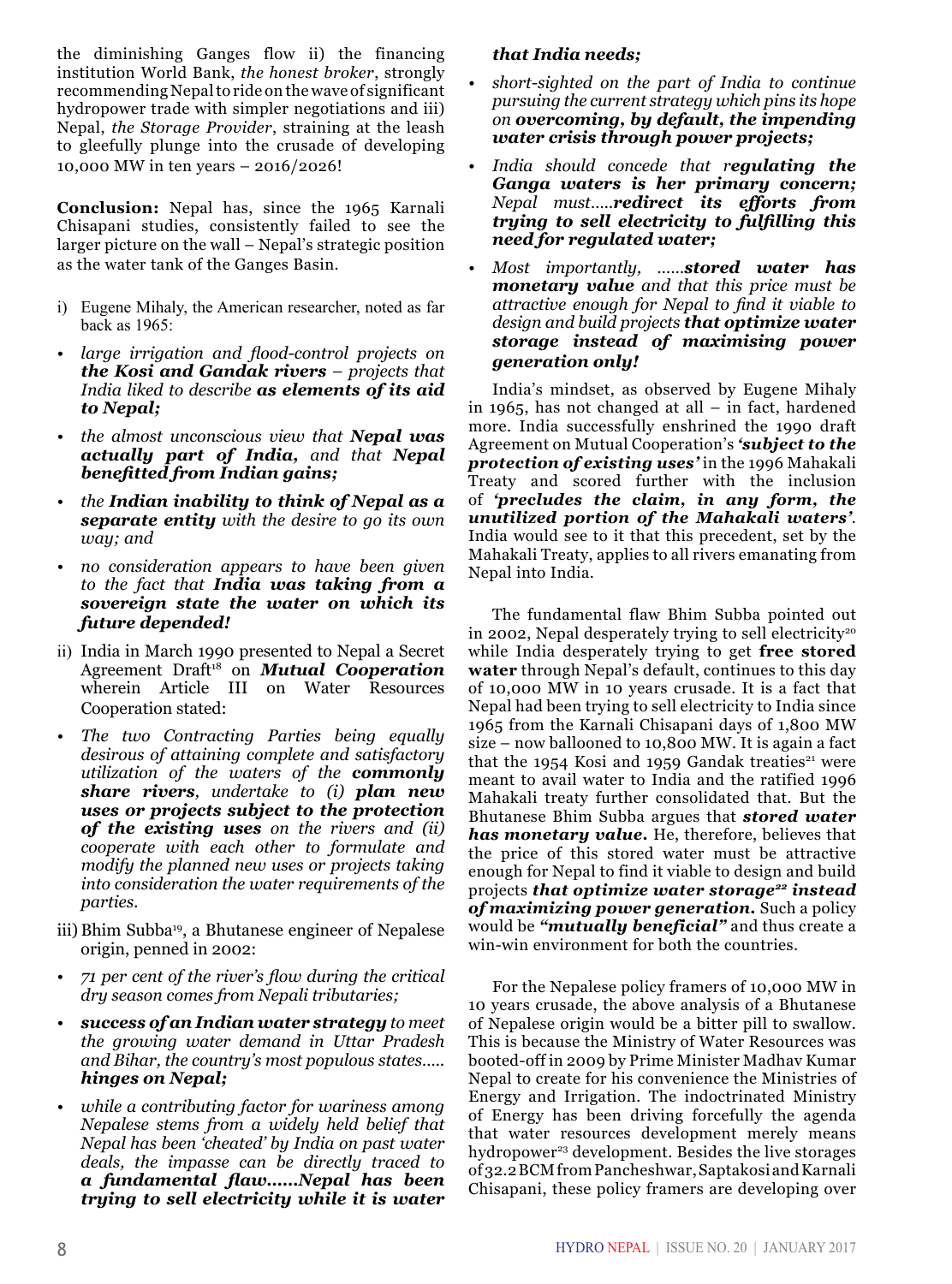the diminishing Ganges flow ii) the financing institution World Bank, *the honest broker*, strongly recommending Nepal to ride on the wave of significant hydropower trade with simpler negotiations and iii) Nepal, *the Storage Provider*, straining at the leash to gleefully plunge into the crusade of developing 10,000 MW in ten years – 2016/2026!

**Conclusion:** Nepal has, since the 1965 Karnali Chisapani studies, consistently failed to see the larger picture on the wall – Nepal's strategic position as the water tank of the Ganges Basin.

i) Eugene Mihaly, the American researcher, noted as far back as 1965:

- *large irrigation and flood-control projects on **the Kosi and Gandak rivers** – projects that India liked to describe **as elements of its aid to Nepal;***
- *the almost unconscious view that **Nepal was actually part of India,** and that **Nepal benefitted from Indian gains;***
- *the **Indian inability to think of Nepal as a separate entity** with the desire to go its own way; and*
- *no consideration appears to have been given to the fact that **India was taking from a sovereign state the water on which its future depended!***

ii) India in March 1990 presented to Nepal a Secret Agreement Draft[18] on ***Mutual Cooperation*** wherein Article III on Water Resources Cooperation stated:

- *The two Contracting Parties being equally desirous of attaining complete and satisfactory utilization of the waters of the **commonly share rivers**, undertake to (i) **plan new uses or projects subject to the protection of the existing uses** on the rivers and (ii) cooperate with each other to formulate and modify the planned new uses or projects taking into consideration the water requirements of the parties.*

iii) Bhim Subba[19], a Bhutanese engineer of Nepalese origin, penned in 2002:

- *71 per cent of the river's flow during the critical dry season comes from Nepali tributaries;*
- ***success of an Indian water strategy** to meet the growing water demand in Uttar Pradesh and Bihar, the country's most populous states..... **hinges on Nepal;***
- *while a contributing factor for wariness among Nepalese stems from a widely held belief that Nepal has been 'cheated' by India on past water deals, the impasse can be directly traced to **a fundamental flaw......Nepal has been trying to sell electricity while it is water that India needs;***
- *short-sighted on the part of India to continue pursuing the current strategy which pins its hope on **overcoming, by default, the impending water crisis through power projects;***
- *India should concede that r**egulating the Ganga waters is her primary concern;** Nepal must.....**redirect its efforts from trying to sell electricity to fulfilling this need for regulated water;***
- *Most importantly, ......**stored water has monetary value** and that this price must be attractive enough for Nepal to find it viable to design and build projects **that optimize water storage instead of maximising power generation only!***

India's mindset, as observed by Eugene Mihaly in 1965, has not changed at all – in fact, hardened more. India successfully enshrined the 1990 draft Agreement on Mutual Cooperation's ***'subject to the protection of existing uses'*** in the 1996 Mahakali Treaty and scored further with the inclusion of ***'precludes the claim, in any form, the unutilized portion of the Mahakali waters'***. India would see to it that this precedent, set by the Mahakali Treaty, applies to all rivers emanating from Nepal into India.

The fundamental flaw Bhim Subba pointed out in 2002, Nepal desperately trying to sell electricity[20] while India desperately trying to get **free stored water** through Nepal's default, continues to this day of 10,000 MW in 10 years crusade. It is a fact that Nepal had been trying to sell electricity to India since 1965 from the Karnali Chisapani days of 1,800 MW size – now ballooned to 10,800 MW. It is again a fact that the 1954 Kosi and 1959 Gandak treaties[21] were meant to avail water to India and the ratified 1996 Mahakali treaty further consolidated that. But the Bhutanese Bhim Subba argues that ***stored water has monetary value.*** He, therefore, believes that the price of this stored water must be attractive enough for Nepal to find it viable to design and build projects ***that optimize water storage[22] instead of maximizing power generation.*** Such a policy would be ***"mutually beneficial"*** and thus create a win-win environment for both the countries.

For the Nepalese policy framers of 10,000 MW in 10 years crusade, the above analysis of a Bhutanese of Nepalese origin would be a bitter pill to swallow. This is because the Ministry of Water Resources was booted-off in 2009 by Prime Minister Madhav Kumar Nepal to create for his convenience the Ministries of Energy and Irrigation. The indoctrinated Ministry of Energy has been driving forcefully the agenda that water resources development merely means hydropower[23] development. Besides the live storages of 32.2 BCM from Pancheshwar, Saptakosi and Karnali Chisapani, these policy framers are developing over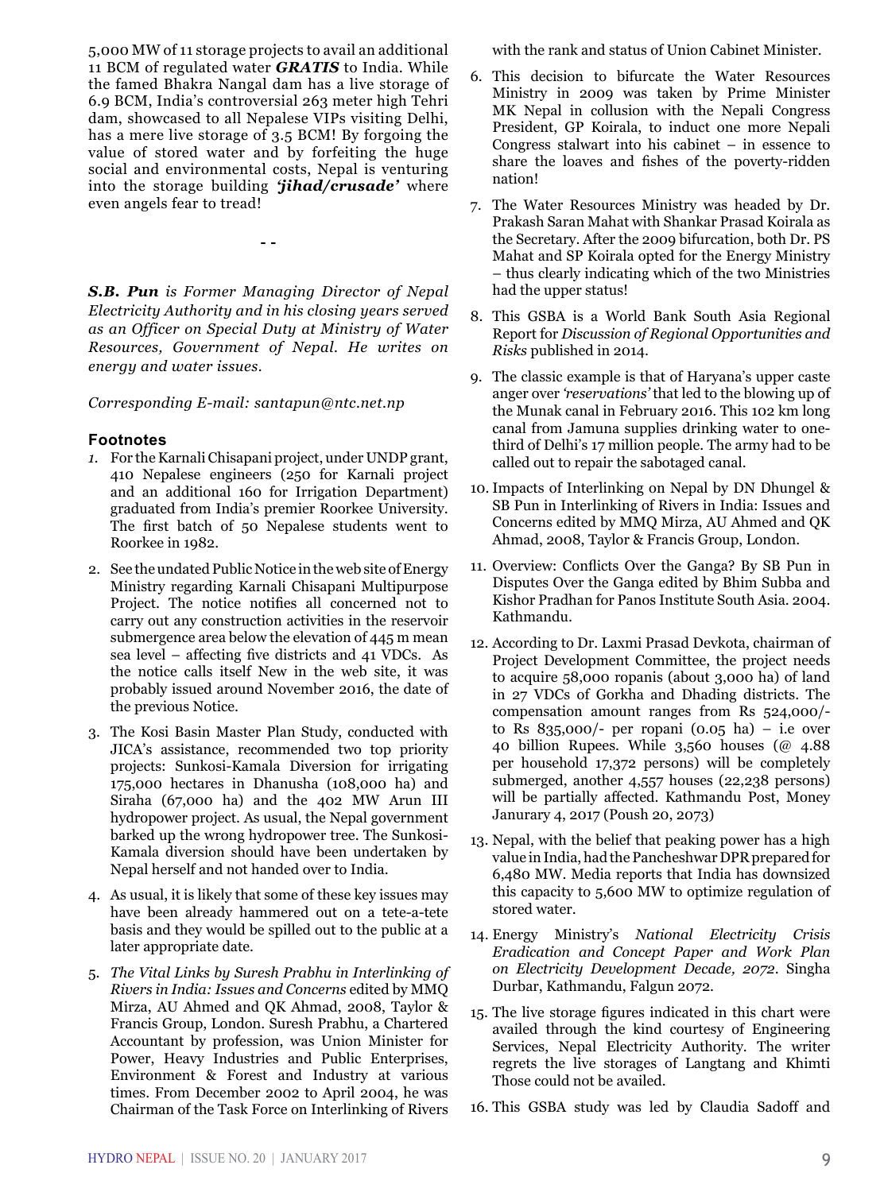5,000 MW of 11 storage projects to avail an additional 11 BCM of regulated water ***GRATIS*** to India. While the famed Bhakra Nangal dam has a live storage of 6.9 BCM, India's controversial 263 meter high Tehri dam, showcased to all Nepalese VIPs visiting Delhi, has a mere live storage of 3.5 BCM! By forgoing the value of stored water and by forfeiting the huge social and environmental costs, Nepal is venturing into the storage building ***'jihad/crusade'*** where even angels fear to tread!

- -

***S.B. Pun*** *is Former Managing Director of Nepal Electricity Authority and in his closing years served as an Officer on Special Duty at Ministry of Water Resources, Government of Nepal. He writes on energy and water issues.*

*Corresponding E-mail: santapun@ntc.net.np*

## Footnotes

1. For the Karnali Chisapani project, under UNDP grant, 410 Nepalese engineers (250 for Karnali project and an additional 160 for Irrigation Department) graduated from India's premier Roorkee University. The first batch of 50 Nepalese students went to Roorkee in 1982.

2. See the undated Public Notice in the web site of Energy Ministry regarding Karnali Chisapani Multipurpose Project. The notice notifies all concerned not to carry out any construction activities in the reservoir submergence area below the elevation of 445 m mean sea level – affecting five districts and 41 VDCs. As the notice calls itself New in the web site, it was probably issued around November 2016, the date of the previous Notice.

3. The Kosi Basin Master Plan Study, conducted with JICA's assistance, recommended two top priority projects: Sunkosi-Kamala Diversion for irrigating 175,000 hectares in Dhanusha (108,000 ha) and Siraha (67,000 ha) and the 402 MW Arun III hydropower project. As usual, the Nepal government barked up the wrong hydropower tree. The Sunkosi-Kamala diversion should have been undertaken by Nepal herself and not handed over to India.

4. As usual, it is likely that some of these key issues may have been already hammered out on a tete-a-tete basis and they would be spilled out to the public at a later appropriate date.

5. *The Vital Links by Suresh Prabhu in Interlinking of Rivers in India: Issues and Concerns* edited by MMQ Mirza, AU Ahmed and QK Ahmad, 2008, Taylor & Francis Group, London. Suresh Prabhu, a Chartered Accountant by profession, was Union Minister for Power, Heavy Industries and Public Enterprises, Environment & Forest and Industry at various times. From December 2002 to April 2004, he was Chairman of the Task Force on Interlinking of Rivers with the rank and status of Union Cabinet Minister.

6. This decision to bifurcate the Water Resources Ministry in 2009 was taken by Prime Minister MK Nepal in collusion with the Nepali Congress President, GP Koirala, to induct one more Nepali Congress stalwart into his cabinet – in essence to share the loaves and fishes of the poverty-ridden nation!

7. The Water Resources Ministry was headed by Dr. Prakash Saran Mahat with Shankar Prasad Koirala as the Secretary. After the 2009 bifurcation, both Dr. PS Mahat and SP Koirala opted for the Energy Ministry – thus clearly indicating which of the two Ministries had the upper status!

8. This GSBA is a World Bank South Asia Regional Report for *Discussion of Regional Opportunities and Risks* published in 2014.

9. The classic example is that of Haryana's upper caste anger over *'reservations'* that led to the blowing up of the Munak canal in February 2016. This 102 km long canal from Jamuna supplies drinking water to one-third of Delhi's 17 million people. The army had to be called out to repair the sabotaged canal.

10. Impacts of Interlinking on Nepal by DN Dhungel & SB Pun in Interlinking of Rivers in India: Issues and Concerns edited by MMQ Mirza, AU Ahmed and QK Ahmad, 2008, Taylor & Francis Group, London.

11. Overview: Conflicts Over the Ganga? By SB Pun in Disputes Over the Ganga edited by Bhim Subba and Kishor Pradhan for Panos Institute South Asia. 2004. Kathmandu.

12. According to Dr. Laxmi Prasad Devkota, chairman of Project Development Committee, the project needs to acquire 58,000 ropanis (about 3,000 ha) of land in 27 VDCs of Gorkha and Dhading districts. The compensation amount ranges from Rs 524,000/- to Rs 835,000/- per ropani (0.05 ha) – i.e over 40 billion Rupees. While 3,560 houses (@ 4.88 per household 17,372 persons) will be completely submerged, another 4,557 houses (22,238 persons) will be partially affected. Kathmandu Post, Money Janurary 4, 2017 (Poush 20, 2073)

13. Nepal, with the belief that peaking power has a high value in India, had the Pancheshwar DPR prepared for 6,480 MW. Media reports that India has downsized this capacity to 5,600 MW to optimize regulation of stored water.

14. Energy Ministry's *National Electricity Crisis Eradication and Concept Paper and Work Plan on Electricity Development Decade, 2072*. Singha Durbar, Kathmandu, Falgun 2072.

15. The live storage figures indicated in this chart were availed through the kind courtesy of Engineering Services, Nepal Electricity Authority. The writer regrets the live storages of Langtang and Khimti Those could not be availed.

16. This GSBA study was led by Claudia Sadoff and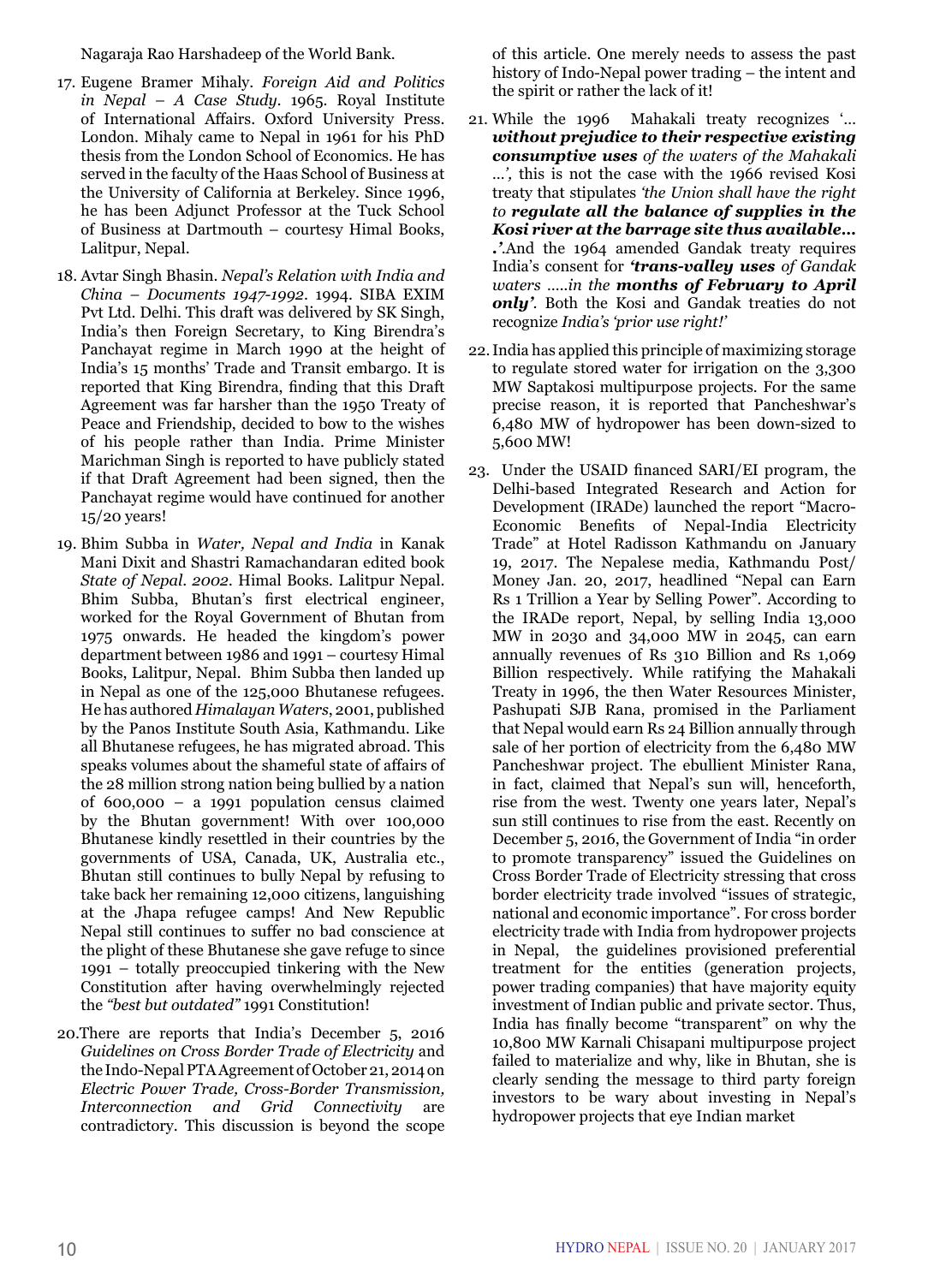Nagaraja Rao Harshadeep of the World Bank.

17. Eugene Bramer Mihaly. *Foreign Aid and Politics in Nepal – A Case Study*. 1965. Royal Institute of International Affairs. Oxford University Press. London. Mihaly came to Nepal in 1961 for his PhD thesis from the London School of Economics. He has served in the faculty of the Haas School of Business at the University of California at Berkeley. Since 1996, he has been Adjunct Professor at the Tuck School of Business at Dartmouth – courtesy Himal Books, Lalitpur, Nepal.

18. Avtar Singh Bhasin. *Nepal's Relation with India and China – Documents 1947-1992*. 1994. SIBA EXIM Pvt Ltd. Delhi. This draft was delivered by SK Singh, India's then Foreign Secretary, to King Birendra's Panchayat regime in March 1990 at the height of India's 15 months' Trade and Transit embargo. It is reported that King Birendra, finding that this Draft Agreement was far harsher than the 1950 Treaty of Peace and Friendship, decided to bow to the wishes of his people rather than India. Prime Minister Marichman Singh is reported to have publicly stated if that Draft Agreement had been signed, then the Panchayat regime would have continued for another 15/20 years!

19. Bhim Subba in *Water, Nepal and India* in Kanak Mani Dixit and Shastri Ramachandaran edited book *State of Nepal. 2002*. Himal Books. Lalitpur Nepal. Bhim Subba, Bhutan's first electrical engineer, worked for the Royal Government of Bhutan from 1975 onwards. He headed the kingdom's power department between 1986 and 1991 – courtesy Himal Books, Lalitpur, Nepal. Bhim Subba then landed up in Nepal as one of the 125,000 Bhutanese refugees. He has authored *Himalayan Waters*, 2001, published by the Panos Institute South Asia, Kathmandu. Like all Bhutanese refugees, he has migrated abroad. This speaks volumes about the shameful state of affairs of the 28 million strong nation being bullied by a nation of 600,000 – a 1991 population census claimed by the Bhutan government! With over 100,000 Bhutanese kindly resettled in their countries by the governments of USA, Canada, UK, Australia etc., Bhutan still continues to bully Nepal by refusing to take back her remaining 12,000 citizens, languishing at the Jhapa refugee camps! And New Republic Nepal still continues to suffer no bad conscience at the plight of these Bhutanese she gave refuge to since 1991 – totally preoccupied tinkering with the New Constitution after having overwhelmingly rejected the *"best but outdated"* 1991 Constitution!

20. There are reports that India's December 5, 2016 *Guidelines on Cross Border Trade of Electricity* and the Indo-Nepal PTA Agreement of October 21, 2014 on *Electric Power Trade, Cross-Border Transmission, Interconnection and Grid Connectivity* are contradictory. This discussion is beyond the scope of this article. One merely needs to assess the past history of Indo-Nepal power trading – the intent and the spirit or rather the lack of it!

21. While the 1996 Mahakali treaty recognizes '… ***without prejudice to their respective existing consumptive uses*** *of the waters of the Mahakali …'*, this is not the case with the 1966 revised Kosi treaty that stipulates *'the Union shall have the right to* ***regulate all the balance of supplies in the Kosi river at the barrage site thus available… .'***.And the 1964 amended Gandak treaty requires India's consent for ***'trans-valley uses*** *of Gandak waters …..in the* ***months of February to April only'***. Both the Kosi and Gandak treaties do not recognize *India's 'prior use right!'*

22. India has applied this principle of maximizing storage to regulate stored water for irrigation on the 3,300 MW Saptakosi multipurpose projects. For the same precise reason, it is reported that Pancheshwar's 6,480 MW of hydropower has been down-sized to 5,600 MW!

23. Under the USAID financed SARI/EI program, the Delhi-based Integrated Research and Action for Development (IRADe) launched the report "Macro-Economic Benefits of Nepal-India Electricity Trade" at Hotel Radisson Kathmandu on January 19, 2017. The Nepalese media, Kathmandu Post/ Money Jan. 20, 2017, headlined "Nepal can Earn Rs 1 Trillion a Year by Selling Power". According to the IRADe report, Nepal, by selling India 13,000 MW in 2030 and 34,000 MW in 2045, can earn annually revenues of Rs 310 Billion and Rs 1,069 Billion respectively. While ratifying the Mahakali Treaty in 1996, the then Water Resources Minister, Pashupati SJB Rana, promised in the Parliament that Nepal would earn Rs 24 Billion annually through sale of her portion of electricity from the 6,480 MW Pancheshwar project. The ebullient Minister Rana, in fact, claimed that Nepal's sun will, henceforth, rise from the west. Twenty one years later, Nepal's sun still continues to rise from the east. Recently on December 5, 2016, the Government of India "in order to promote transparency" issued the Guidelines on Cross Border Trade of Electricity stressing that cross border electricity trade involved "issues of strategic, national and economic importance". For cross border electricity trade with India from hydropower projects in Nepal, the guidelines provisioned preferential treatment for the entities (generation projects, power trading companies) that have majority equity investment of Indian public and private sector. Thus, India has finally become "transparent" on why the 10,800 MW Karnali Chisapani multipurpose project failed to materialize and why, like in Bhutan, she is clearly sending the message to third party foreign investors to be wary about investing in Nepal's hydropower projects that eye Indian market